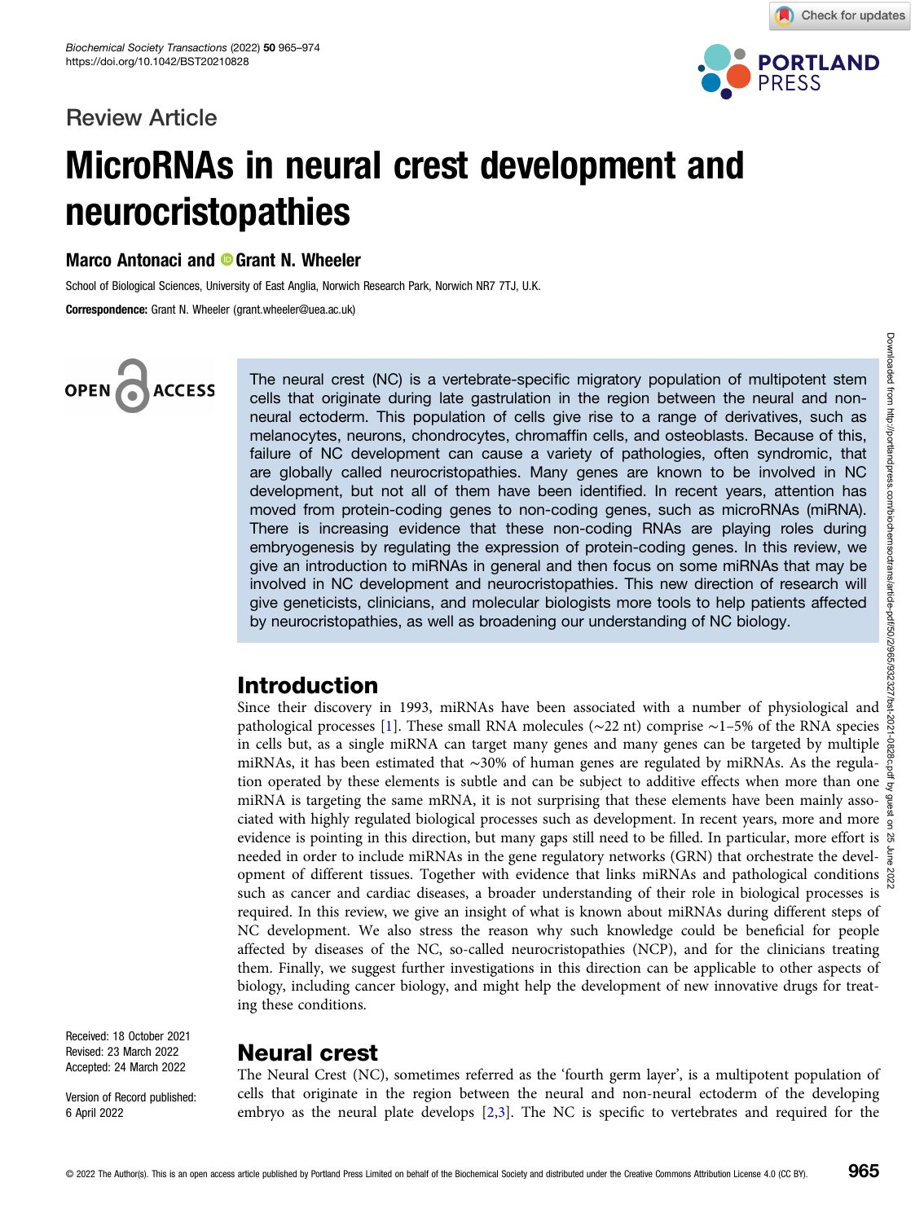Review Article

# MicroRNAs in neural crest development and neurocristopathies

**Marco Antonaci and Grant N. Wheeler**

School of Biological Sciences, University of East Anglia, Norwich Research Park, Norwich NR7 7TJ, U.K.

**Correspondence:** Grant N. Wheeler (grant.wheeler@uea.ac.uk)

The neural crest (NC) is a vertebrate-specific migratory population of multipotent stem cells that originate during late gastrulation in the region between the neural and non-neural ectoderm. This population of cells give rise to a range of derivatives, such as melanocytes, neurons, chondrocytes, chromaffin cells, and osteoblasts. Because of this, failure of NC development can cause a variety of pathologies, often syndromic, that are globally called neurocristopathies. Many genes are known to be involved in NC development, but not all of them have been identified. In recent years, attention has moved from protein-coding genes to non-coding genes, such as microRNAs (miRNA). There is increasing evidence that these non-coding RNAs are playing roles during embryogenesis by regulating the expression of protein-coding genes. In this review, we give an introduction to miRNAs in general and then focus on some miRNAs that may be involved in NC development and neurocristopathies. This new direction of research will give geneticists, clinicians, and molecular biologists more tools to help patients affected by neurocristopathies, as well as broadening our understanding of NC biology.

Received: 18 October 2021
Revised: 23 March 2022
Accepted: 24 March 2022

Version of Record published: 6 April 2022

## Introduction

Since their discovery in 1993, miRNAs have been associated with a number of physiological and pathological processes [1]. These small RNA molecules (~22 nt) comprise ~1–5% of the RNA species in cells but, as a single miRNA can target many genes and many genes can be targeted by multiple miRNAs, it has been estimated that ~30% of human genes are regulated by miRNAs. As the regulation operated by these elements is subtle and can be subject to additive effects when more than one miRNA is targeting the same mRNA, it is not surprising that these elements have been mainly associated with highly regulated biological processes such as development. In recent years, more and more evidence is pointing in this direction, but many gaps still need to be filled. In particular, more effort is needed in order to include miRNAs in the gene regulatory networks (GRN) that orchestrate the development of different tissues. Together with evidence that links miRNAs and pathological conditions such as cancer and cardiac diseases, a broader understanding of their role in biological processes is required. In this review, we give an insight of what is known about miRNAs during different steps of NC development. We also stress the reason why such knowledge could be beneficial for people affected by diseases of the NC, so-called neurocristopathies (NCP), and for the clinicians treating them. Finally, we suggest further investigations in this direction can be applicable to other aspects of biology, including cancer biology, and might help the development of new innovative drugs for treating these conditions.

## Neural crest

The Neural Crest (NC), sometimes referred as the 'fourth germ layer', is a multipotent population of cells that originate in the region between the neural and non-neural ectoderm of the developing embryo as the neural plate develops [2,3]. The NC is specific to vertebrates and required for the

© 2022 The Author(s). This is an open access article published by Portland Press Limited on behalf of the Biochemical Society and distributed under the Creative Commons Attribution License 4.0 (CC BY).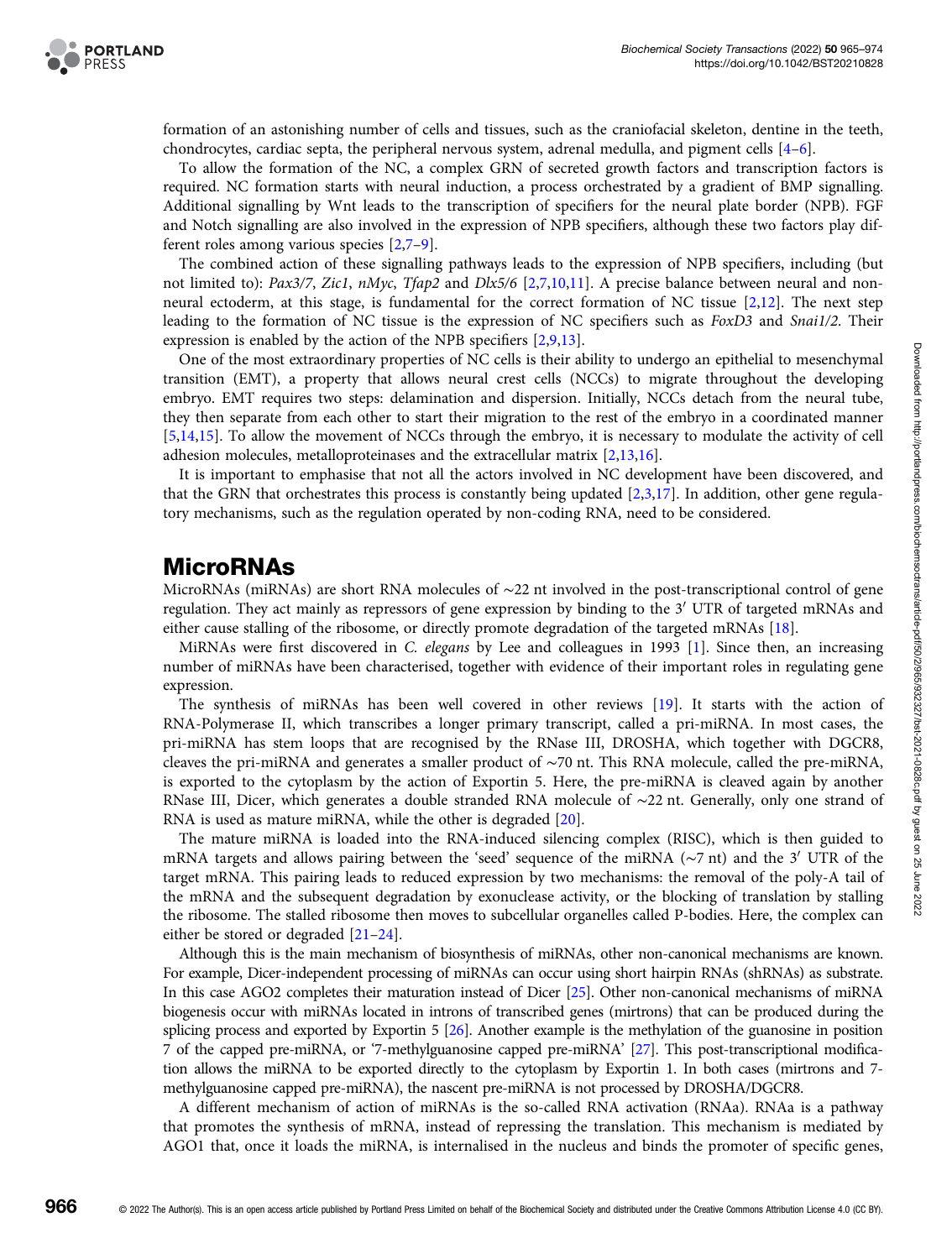formation of an astonishing number of cells and tissues, such as the craniofacial skeleton, dentine in the teeth, chondrocytes, cardiac septa, the peripheral nervous system, adrenal medulla, and pigment cells [4–6].

To allow the formation of the NC, a complex GRN of secreted growth factors and transcription factors is required. NC formation starts with neural induction, a process orchestrated by a gradient of BMP signalling. Additional signalling by Wnt leads to the transcription of specifiers for the neural plate border (NPB). FGF and Notch signalling are also involved in the expression of NPB specifiers, although these two factors play different roles among various species [2,7–9].

The combined action of these signalling pathways leads to the expression of NPB specifiers, including (but not limited to): *Pax3/7*, *Zic1*, *nMyc*, *Tfap2* and *Dlx5/6* [2,7,10,11]. A precise balance between neural and non-neural ectoderm, at this stage, is fundamental for the correct formation of NC tissue [2,12]. The next step leading to the formation of NC tissue is the expression of NC specifiers such as *FoxD3* and *Snai1/2*. Their expression is enabled by the action of the NPB specifiers [2,9,13].

One of the most extraordinary properties of NC cells is their ability to undergo an epithelial to mesenchymal transition (EMT), a property that allows neural crest cells (NCCs) to migrate throughout the developing embryo. EMT requires two steps: delamination and dispersion. Initially, NCCs detach from the neural tube, they then separate from each other to start their migration to the rest of the embryo in a coordinated manner [5,14,15]. To allow the movement of NCCs through the embryo, it is necessary to modulate the activity of cell adhesion molecules, metalloproteinases and the extracellular matrix [2,13,16].

It is important to emphasise that not all the actors involved in NC development have been discovered, and that the GRN that orchestrates this process is constantly being updated [2,3,17]. In addition, other gene regulatory mechanisms, such as the regulation operated by non-coding RNA, need to be considered.

## MicroRNAs

MicroRNAs (miRNAs) are short RNA molecules of ∼22 nt involved in the post-transcriptional control of gene regulation. They act mainly as repressors of gene expression by binding to the 3′ UTR of targeted mRNAs and either cause stalling of the ribosome, or directly promote degradation of the targeted mRNAs [18].

MiRNAs were first discovered in *C. elegans* by Lee and colleagues in 1993 [1]. Since then, an increasing number of miRNAs have been characterised, together with evidence of their important roles in regulating gene expression.

The synthesis of miRNAs has been well covered in other reviews [19]. It starts with the action of RNA-Polymerase II, which transcribes a longer primary transcript, called a pri-miRNA. In most cases, the pri-miRNA has stem loops that are recognised by the RNase III, DROSHA, which together with DGCR8, cleaves the pri-miRNA and generates a smaller product of ∼70 nt. This RNA molecule, called the pre-miRNA, is exported to the cytoplasm by the action of Exportin 5. Here, the pre-miRNA is cleaved again by another RNase III, Dicer, which generates a double stranded RNA molecule of ∼22 nt. Generally, only one strand of RNA is used as mature miRNA, while the other is degraded [20].

The mature miRNA is loaded into the RNA-induced silencing complex (RISC), which is then guided to mRNA targets and allows pairing between the 'seed' sequence of the miRNA (∼7 nt) and the 3′ UTR of the target mRNA. This pairing leads to reduced expression by two mechanisms: the removal of the poly-A tail of the mRNA and the subsequent degradation by exonuclease activity, or the blocking of translation by stalling the ribosome. The stalled ribosome then moves to subcellular organelles called P-bodies. Here, the complex can either be stored or degraded [21–24].

Although this is the main mechanism of biosynthesis of miRNAs, other non-canonical mechanisms are known. For example, Dicer-independent processing of miRNAs can occur using short hairpin RNAs (shRNAs) as substrate. In this case AGO2 completes their maturation instead of Dicer [25]. Other non-canonical mechanisms of miRNA biogenesis occur with miRNAs located in introns of transcribed genes (mirtrons) that can be produced during the splicing process and exported by Exportin 5 [26]. Another example is the methylation of the guanosine in position 7 of the capped pre-miRNA, or '7-methylguanosine capped pre-miRNA' [27]. This post-transcriptional modification allows the miRNA to be exported directly to the cytoplasm by Exportin 1. In both cases (mirtrons and 7-methylguanosine capped pre-miRNA), the nascent pre-miRNA is not processed by DROSHA/DGCR8.

A different mechanism of action of miRNAs is the so-called RNA activation (RNAa). RNAa is a pathway that promotes the synthesis of mRNA, instead of repressing the translation. This mechanism is mediated by AGO1 that, once it loads the miRNA, is internalised in the nucleus and binds the promoter of specific genes,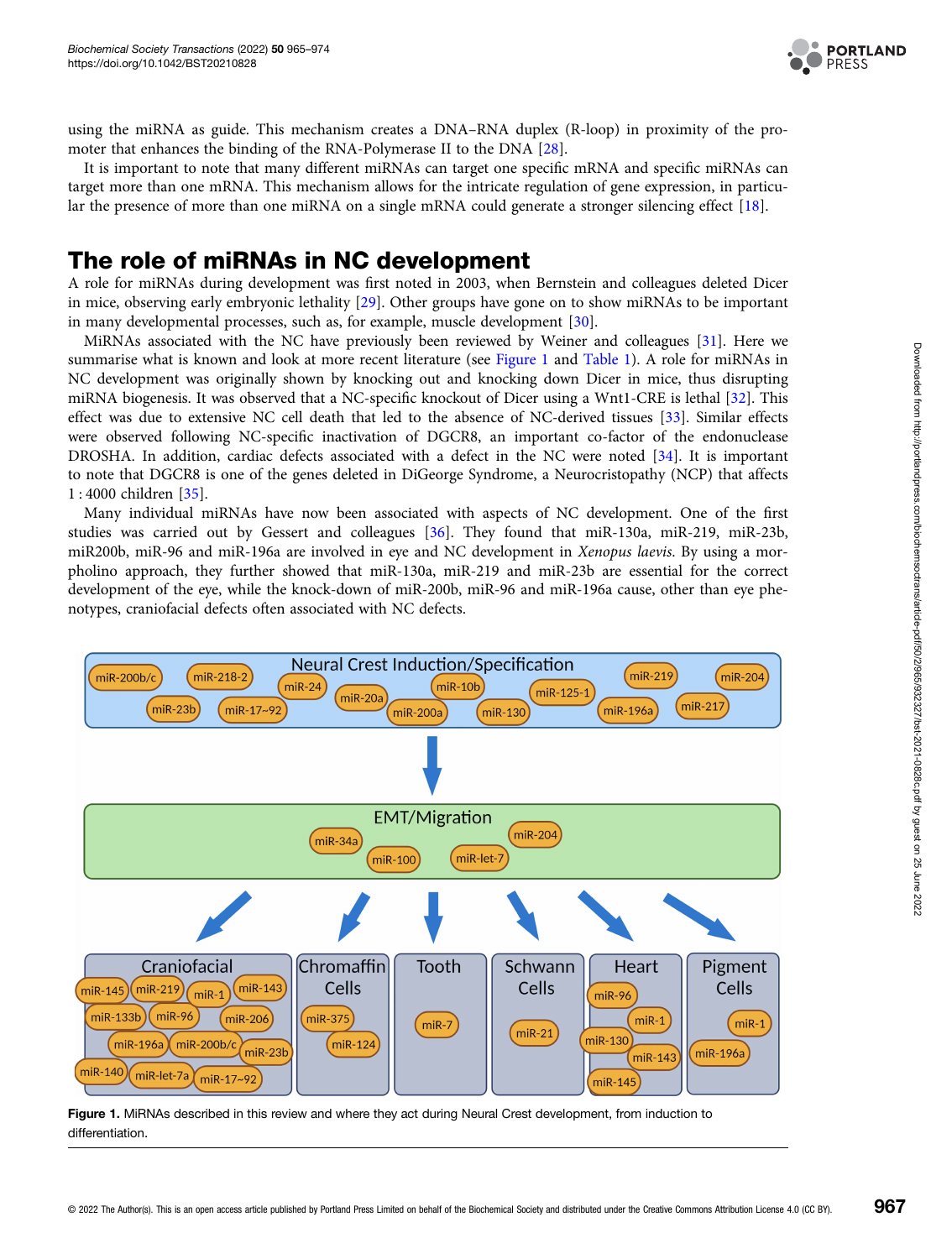using the miRNA as guide. This mechanism creates a DNA–RNA duplex (R-loop) in proximity of the promoter that enhances the binding of the RNA-Polymerase II to the DNA [28].

It is important to note that many different miRNAs can target one specific mRNA and specific miRNAs can target more than one mRNA. This mechanism allows for the intricate regulation of gene expression, in particular the presence of more than one miRNA on a single mRNA could generate a stronger silencing effect [18].

## The role of miRNAs in NC development

A role for miRNAs during development was first noted in 2003, when Bernstein and colleagues deleted Dicer in mice, observing early embryonic lethality [29]. Other groups have gone on to show miRNAs to be important in many developmental processes, such as, for example, muscle development [30].

MiRNAs associated with the NC have previously been reviewed by Weiner and colleagues [31]. Here we summarise what is known and look at more recent literature (see Figure 1 and Table 1). A role for miRNAs in NC development was originally shown by knocking out and knocking down Dicer in mice, thus disrupting miRNA biogenesis. It was observed that a NC-specific knockout of Dicer using a Wnt1-CRE is lethal [32]. This effect was due to extensive NC cell death that led to the absence of NC-derived tissues [33]. Similar effects were observed following NC-specific inactivation of DGCR8, an important co-factor of the endonuclease DROSHA. In addition, cardiac defects associated with a defect in the NC were noted [34]. It is important to note that DGCR8 is one of the genes deleted in DiGeorge Syndrome, a Neurocristopathy (NCP) that affects 1 : 4000 children [35].

Many individual miRNAs have now been associated with aspects of NC development. One of the first studies was carried out by Gessert and colleagues [36]. They found that miR-130a, miR-219, miR-23b, miR200b, miR-96 and miR-196a are involved in eye and NC development in *Xenopus laevis*. By using a morpholino approach, they further showed that miR-130a, miR-219 and miR-23b are essential for the correct development of the eye, while the knock-down of miR-200b, miR-96 and miR-196a cause, other than eye phenotypes, craniofacial defects often associated with NC defects.

**Figure 1.** MiRNAs described in this review and where they act during Neural Crest development, from induction to differentiation.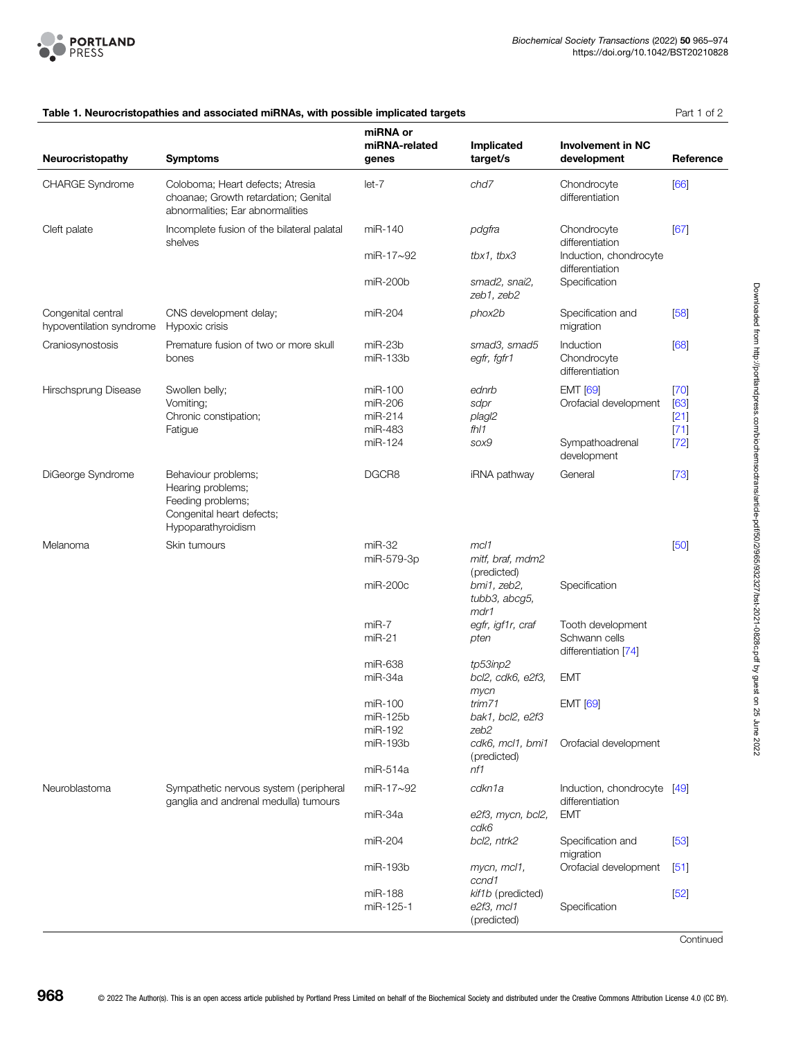**Table 1. Neurocristopathies and associated miRNAs, with possible implicated targets** Part 1 of 2

| Neurocristopathy | Symptoms | miRNA or miRNA-related genes | Implicated target/s | Involvement in NC development | Reference |
|---|---|---|---|---|---|
| CHARGE Syndrome | Coloboma; Heart defects; Atresia choanae; Growth retardation; Genital abnormalities; Ear abnormalities | let-7 | *chd7* | Chondrocyte differentiation | [66] |
| Cleft palate | Incomplete fusion of the bilateral palatal shelves | miR-140 | *pdgfra* | Chondrocyte differentiation | [67] |
| | | miR-17∼92 | *tbx1, tbx3* | Induction, chondrocyte differentiation | |
| | | miR-200b | *smad2, snai2, zeb1, zeb2* | Specification | |
| Congenital central hypoventilation syndrome | CNS development delay; Hypoxic crisis | miR-204 | *phox2b* | Specification and migration | [58] |
| Craniosynostosis | Premature fusion of two or more skull bones | miR-23b | *smad3, smad5* | Induction | [68] |
| | | miR-133b | *egfr, fgfr1* | Chondrocyte differentiation | |
| Hirschsprung Disease | Swollen belly; Vomiting; Chronic constipation; Fatigue | miR-100 | *ednrb* | EMT [69] | [70] |
| | | miR-206 | *sdpr* | Orofacial development | [63] |
| | | miR-214 | *plagl2* | | [21] |
| | | miR-483 | *fhl1* | | [71] |
| | | miR-124 | *sox9* | Sympathoadrenal development | [72] |
| DiGeorge Syndrome | Behaviour problems; Hearing problems; Feeding problems; Congenital heart defects; Hypoparathyroidism | DGCR8 | iRNA pathway | General | [73] |
| Melanoma | Skin tumours | miR-32 | *mcl1* | | [50] |
| | | miR-579-3p | *mitf, braf, mdm2* (predicted) | | |
| | | miR-200c | *bmi1, zeb2, tubb3, abcg5, mdr1* | Specification | |
| | | miR-7 | *egfr, igf1r, craf* | Tooth development | |
| | | miR-21 | *pten* | Schwann cells differentiation [74] | |
| | | miR-638 | *tp53inp2* | | |
| | | miR-34a | *bcl2, cdk6, e2f3, mycn* | EMT | |
| | | miR-100 | *trim71* | EMT [69] | |
| | | miR-125b | *bak1, bcl2, e2f3* | | |
| | | miR-192 | *zeb2* | | |
| | | miR-193b | *cdk6, mcl1, bmi1* (predicted) | Orofacial development | |
| | | miR-514a | *nf1* | | |
| Neuroblastoma | Sympathetic nervous system (peripheral ganglia and andrenal medulla) tumours | miR-17∼92 | *cdkn1a* | Induction, chondrocyte differentiation | [49] |
| | | miR-34a | *e2f3, mycn, bcl2, cdk6* | EMT | |
| | | miR-204 | *bcl2, ntrk2* | Specification and migration | [53] |
| | | miR-193b | *mycn, mcl1, ccnd1* | Orofacial development | [51] |
| | | miR-188 | *kif1b* (predicted) | | [52] |
| | | miR-125-1 | *e2f3, mcl1* (predicted) | Specification | |

Continued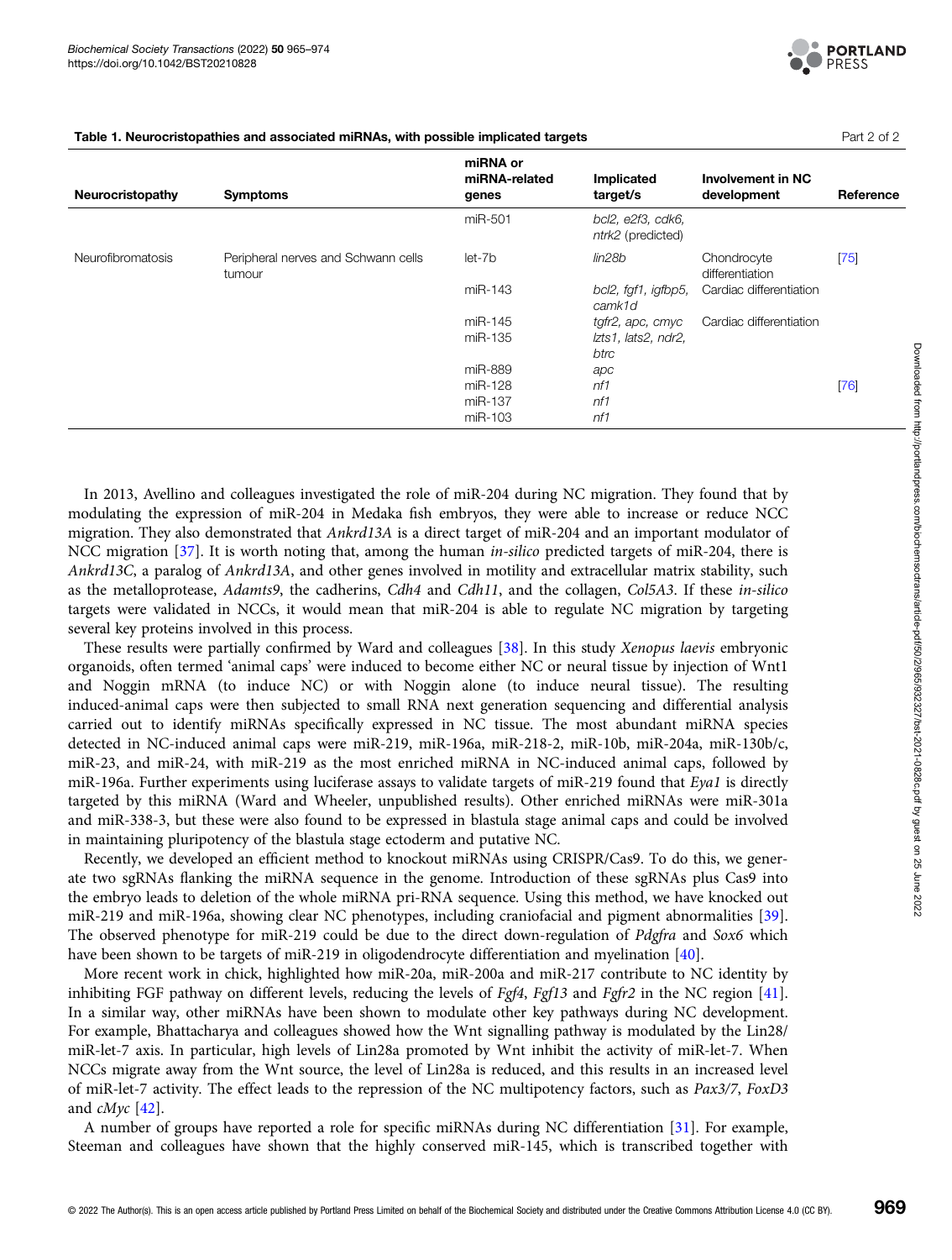**Table 1. Neurocristopathies and associated miRNAs, with possible implicated targets** Part 2 of 2

| Neurocristopathy | Symptoms | miRNA or miRNA-related genes | Implicated target/s | Involvement in NC development | Reference |
|---|---|---|---|---|---|
| | | miR-501 | *bcl2, e2f3, cdk6, ntrk2* (predicted) | | |
| Neurofibromatosis | Peripheral nerves and Schwann cells tumour | let-7b | *lin28b* | Chondrocyte differentiation | [75] |
| | | miR-143 | *bcl2, fgf1, igfbp5, camk1d* | Cardiac differentiation | |
| | | miR-145 | *tgfr2, apc, cmyc* | Cardiac differentiation | |
| | | miR-135 | *lzts1, lats2, ndr2, btrc* | | |
| | | miR-889 | *apc* | | |
| | | miR-128 | *nf1* | | [76] |
| | | miR-137 | *nf1* | | |
| | | miR-103 | *nf1* | | |

In 2013, Avellino and colleagues investigated the role of miR-204 during NC migration. They found that by modulating the expression of miR-204 in Medaka fish embryos, they were able to increase or reduce NCC migration. They also demonstrated that *Ankrd13A* is a direct target of miR-204 and an important modulator of NCC migration [37]. It is worth noting that, among the human *in-silico* predicted targets of miR-204, there is *Ankrd13C*, a paralog of *Ankrd13A*, and other genes involved in motility and extracellular matrix stability, such as the metalloprotease, *Adamts9*, the cadherins, *Cdh4* and *Cdh11*, and the collagen, *Col5A3*. If these *in-silico* targets were validated in NCCs, it would mean that miR-204 is able to regulate NC migration by targeting several key proteins involved in this process.

These results were partially confirmed by Ward and colleagues [38]. In this study *Xenopus laevis* embryonic organoids, often termed 'animal caps' were induced to become either NC or neural tissue by injection of Wnt1 and Noggin mRNA (to induce NC) or with Noggin alone (to induce neural tissue). The resulting induced-animal caps were then subjected to small RNA next generation sequencing and differential analysis carried out to identify miRNAs specifically expressed in NC tissue. The most abundant miRNA species detected in NC-induced animal caps were miR-219, miR-196a, miR-218-2, miR-10b, miR-204a, miR-130b/c, miR-23, and miR-24, with miR-219 as the most enriched miRNA in NC-induced animal caps, followed by miR-196a. Further experiments using luciferase assays to validate targets of miR-219 found that *Eya1* is directly targeted by this miRNA (Ward and Wheeler, unpublished results). Other enriched miRNAs were miR-301a and miR-338-3, but these were also found to be expressed in blastula stage animal caps and could be involved in maintaining pluripotency of the blastula stage ectoderm and putative NC.

Recently, we developed an efficient method to knockout miRNAs using CRISPR/Cas9. To do this, we generate two sgRNAs flanking the miRNA sequence in the genome. Introduction of these sgRNAs plus Cas9 into the embryo leads to deletion of the whole miRNA pri-RNA sequence. Using this method, we have knocked out miR-219 and miR-196a, showing clear NC phenotypes, including craniofacial and pigment abnormalities [39]. The observed phenotype for miR-219 could be due to the direct down-regulation of *Pdgfra* and *Sox6* which have been shown to be targets of miR-219 in oligodendrocyte differentiation and myelination [40].

More recent work in chick, highlighted how miR-20a, miR-200a and miR-217 contribute to NC identity by inhibiting FGF pathway on different levels, reducing the levels of *Fgf4*, *Fgf13* and *Fgfr2* in the NC region [41]. In a similar way, other miRNAs have been shown to modulate other key pathways during NC development. For example, Bhattacharya and colleagues showed how the Wnt signalling pathway is modulated by the Lin28/miR-let-7 axis. In particular, high levels of Lin28a promoted by Wnt inhibit the activity of miR-let-7. When NCCs migrate away from the Wnt source, the level of Lin28a is reduced, and this results in an increased level of miR-let-7 activity. The effect leads to the repression of the NC multipotency factors, such as *Pax3/7*, *FoxD3* and *cMyc* [42].

A number of groups have reported a role for specific miRNAs during NC differentiation [31]. For example, Steeman and colleagues have shown that the highly conserved miR-145, which is transcribed together with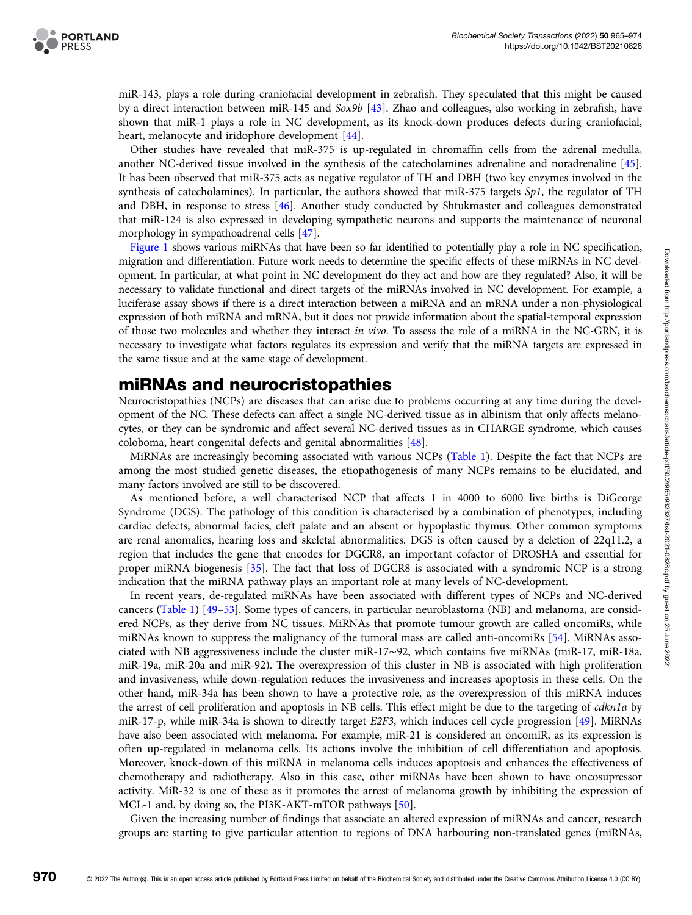miR-143, plays a role during craniofacial development in zebrafish. They speculated that this might be caused by a direct interaction between miR-145 and *Sox9b* [43]. Zhao and colleagues, also working in zebrafish, have shown that miR-1 plays a role in NC development, as its knock-down produces defects during craniofacial, heart, melanocyte and iridophore development [44].

Other studies have revealed that miR-375 is up-regulated in chromaffin cells from the adrenal medulla, another NC-derived tissue involved in the synthesis of the catecholamines adrenaline and noradrenaline [45]. It has been observed that miR-375 acts as negative regulator of TH and DBH (two key enzymes involved in the synthesis of catecholamines). In particular, the authors showed that miR-375 targets *Sp1*, the regulator of TH and DBH, in response to stress [46]. Another study conducted by Shtukmaster and colleagues demonstrated that miR-124 is also expressed in developing sympathetic neurons and supports the maintenance of neuronal morphology in sympathoadrenal cells [47].

Figure 1 shows various miRNAs that have been so far identified to potentially play a role in NC specification, migration and differentiation. Future work needs to determine the specific effects of these miRNAs in NC development. In particular, at what point in NC development do they act and how are they regulated? Also, it will be necessary to validate functional and direct targets of the miRNAs involved in NC development. For example, a luciferase assay shows if there is a direct interaction between a miRNA and an mRNA under a non-physiological expression of both miRNA and mRNA, but it does not provide information about the spatial-temporal expression of those two molecules and whether they interact *in vivo*. To assess the role of a miRNA in the NC-GRN, it is necessary to investigate what factors regulates its expression and verify that the miRNA targets are expressed in the same tissue and at the same stage of development.

## miRNAs and neurocristopathies

Neurocristopathies (NCPs) are diseases that can arise due to problems occurring at any time during the development of the NC. These defects can affect a single NC-derived tissue as in albinism that only affects melanocytes, or they can be syndromic and affect several NC-derived tissues as in CHARGE syndrome, which causes coloboma, heart congenital defects and genital abnormalities [48].

MiRNAs are increasingly becoming associated with various NCPs (Table 1). Despite the fact that NCPs are among the most studied genetic diseases, the etiopathogenesis of many NCPs remains to be elucidated, and many factors involved are still to be discovered.

As mentioned before, a well characterised NCP that affects 1 in 4000 to 6000 live births is DiGeorge Syndrome (DGS). The pathology of this condition is characterised by a combination of phenotypes, including cardiac defects, abnormal facies, cleft palate and an absent or hypoplastic thymus. Other common symptoms are renal anomalies, hearing loss and skeletal abnormalities. DGS is often caused by a deletion of 22q11.2, a region that includes the gene that encodes for DGCR8, an important cofactor of DROSHA and essential for proper miRNA biogenesis [35]. The fact that loss of DGCR8 is associated with a syndromic NCP is a strong indication that the miRNA pathway plays an important role at many levels of NC-development.

In recent years, de-regulated miRNAs have been associated with different types of NCPs and NC-derived cancers (Table 1) [49–53]. Some types of cancers, in particular neuroblastoma (NB) and melanoma, are considered NCPs, as they derive from NC tissues. MiRNAs that promote tumour growth are called oncomiRs, while miRNAs known to suppress the malignancy of the tumoral mass are called anti-oncomiRs [54]. MiRNAs associated with NB aggressiveness include the cluster miR-17∼92, which contains five miRNAs (miR-17, miR-18a, miR-19a, miR-20a and miR-92). The overexpression of this cluster in NB is associated with high proliferation and invasiveness, while down-regulation reduces the invasiveness and increases apoptosis in these cells. On the other hand, miR-34a has been shown to have a protective role, as the overexpression of this miRNA induces the arrest of cell proliferation and apoptosis in NB cells. This effect might be due to the targeting of *cdkn1a* by miR-17-p, while miR-34a is shown to directly target *E2F3*, which induces cell cycle progression [49]. MiRNAs have also been associated with melanoma. For example, miR-21 is considered an oncomiR, as its expression is often up-regulated in melanoma cells. Its actions involve the inhibition of cell differentiation and apoptosis. Moreover, knock-down of this miRNA in melanoma cells induces apoptosis and enhances the effectiveness of chemotherapy and radiotherapy. Also in this case, other miRNAs have been shown to have oncosupressor activity. MiR-32 is one of these as it promotes the arrest of melanoma growth by inhibiting the expression of MCL-1 and, by doing so, the PI3K-AKT-mTOR pathways [50].

Given the increasing number of findings that associate an altered expression of miRNAs and cancer, research groups are starting to give particular attention to regions of DNA harbouring non-translated genes (miRNAs,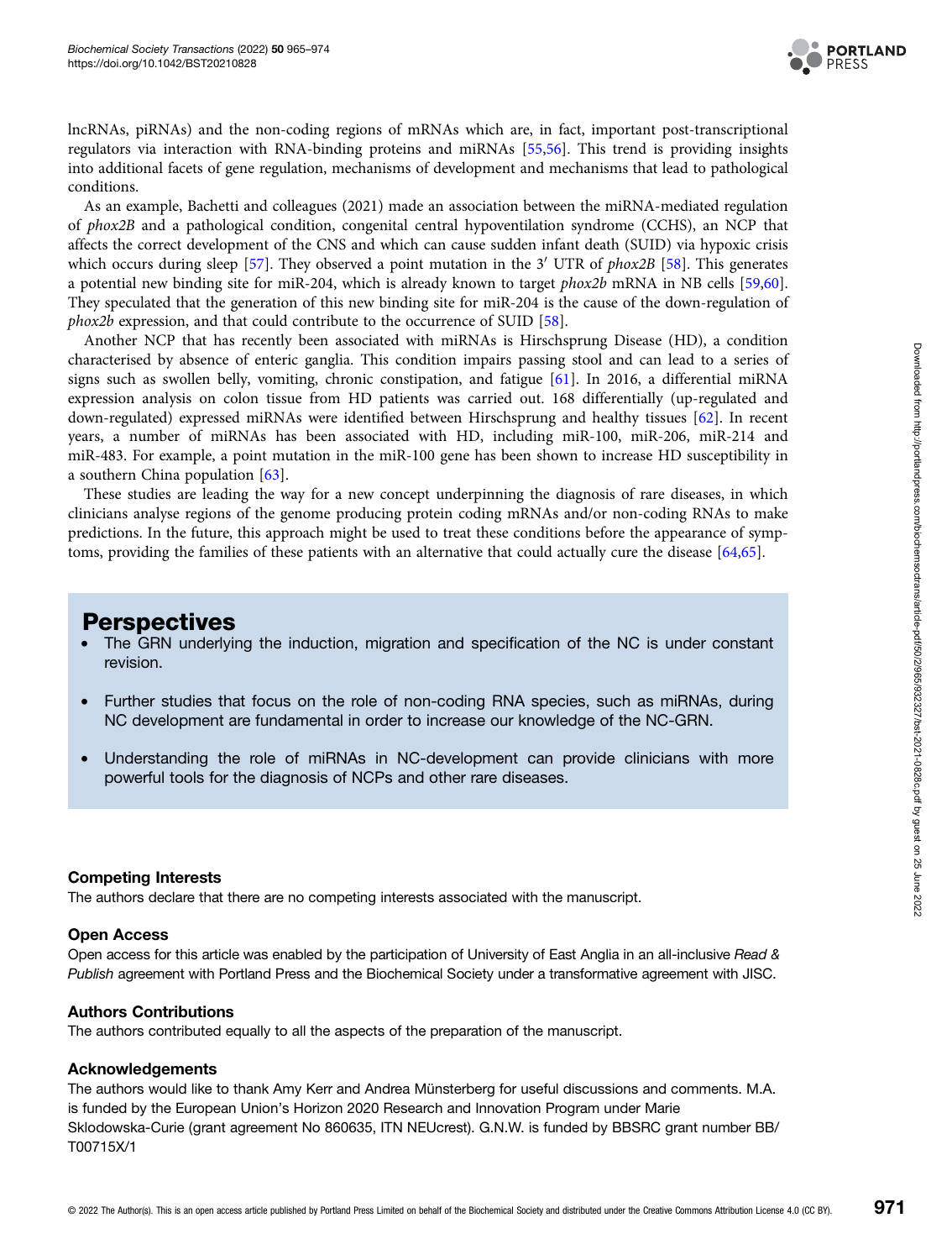lncRNAs, piRNAs) and the non-coding regions of mRNAs which are, in fact, important post-transcriptional regulators via interaction with RNA-binding proteins and miRNAs [55,56]. This trend is providing insights into additional facets of gene regulation, mechanisms of development and mechanisms that lead to pathological conditions.

As an example, Bachetti and colleagues (2021) made an association between the miRNA-mediated regulation of *phox2B* and a pathological condition, congenital central hypoventilation syndrome (CCHS), an NCP that affects the correct development of the CNS and which can cause sudden infant death (SUID) via hypoxic crisis which occurs during sleep [57]. They observed a point mutation in the 3′ UTR of *phox2B* [58]. This generates a potential new binding site for miR-204, which is already known to target *phox2b* mRNA in NB cells [59,60]. They speculated that the generation of this new binding site for miR-204 is the cause of the down-regulation of *phox2b* expression, and that could contribute to the occurrence of SUID [58].

Another NCP that has recently been associated with miRNAs is Hirschsprung Disease (HD), a condition characterised by absence of enteric ganglia. This condition impairs passing stool and can lead to a series of signs such as swollen belly, vomiting, chronic constipation, and fatigue [61]. In 2016, a differential miRNA expression analysis on colon tissue from HD patients was carried out. 168 differentially (up-regulated and down-regulated) expressed miRNAs were identified between Hirschsprung and healthy tissues [62]. In recent years, a number of miRNAs has been associated with HD, including miR-100, miR-206, miR-214 and miR-483. For example, a point mutation in the miR-100 gene has been shown to increase HD susceptibility in a southern China population [63].

These studies are leading the way for a new concept underpinning the diagnosis of rare diseases, in which clinicians analyse regions of the genome producing protein coding mRNAs and/or non-coding RNAs to make predictions. In the future, this approach might be used to treat these conditions before the appearance of symptoms, providing the families of these patients with an alternative that could actually cure the disease [64,65].

## Perspectives

- The GRN underlying the induction, migration and specification of the NC is under constant revision.
- Further studies that focus on the role of non-coding RNA species, such as miRNAs, during NC development are fundamental in order to increase our knowledge of the NC-GRN.
- Understanding the role of miRNAs in NC-development can provide clinicians with more powerful tools for the diagnosis of NCPs and other rare diseases.

### Competing Interests

The authors declare that there are no competing interests associated with the manuscript.

### Open Access

Open access for this article was enabled by the participation of University of East Anglia in an all-inclusive *Read & Publish* agreement with Portland Press and the Biochemical Society under a transformative agreement with JISC.

### Authors Contributions

The authors contributed equally to all the aspects of the preparation of the manuscript.

### Acknowledgements

The authors would like to thank Amy Kerr and Andrea Münsterberg for useful discussions and comments. M.A. is funded by the European Union's Horizon 2020 Research and Innovation Program under Marie Sklodowska-Curie (grant agreement No 860635, ITN NEUcrest). G.N.W. is funded by BBSRC grant number BB/T00715X/1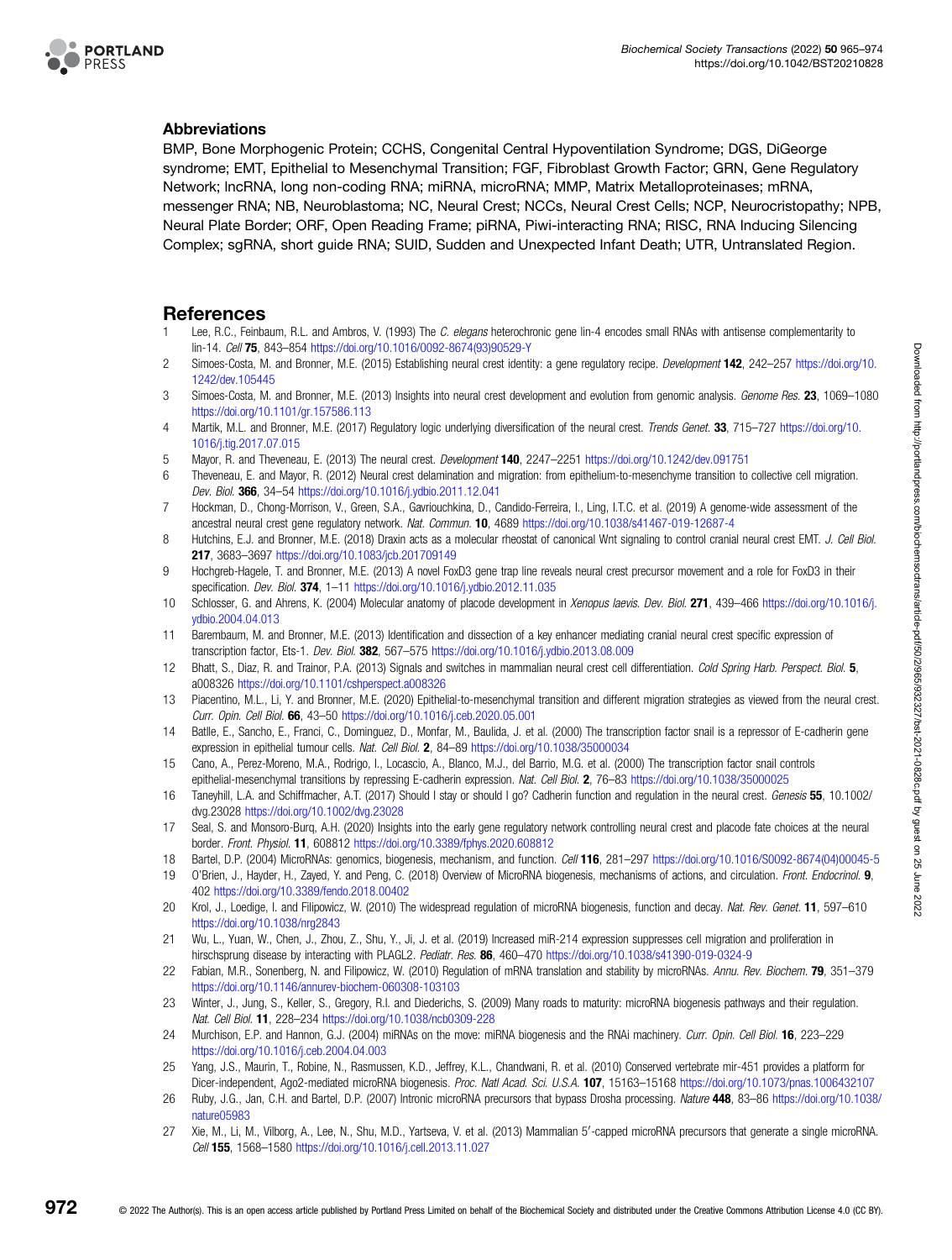## Abbreviations

BMP, Bone Morphogenic Protein; CCHS, Congenital Central Hypoventilation Syndrome; DGS, DiGeorge syndrome; EMT, Epithelial to Mesenchymal Transition; FGF, Fibroblast Growth Factor; GRN, Gene Regulatory Network; lncRNA, long non-coding RNA; miRNA, microRNA; MMP, Matrix Metalloproteinases; mRNA, messenger RNA; NB, Neuroblastoma; NC, Neural Crest; NCCs, Neural Crest Cells; NCP, Neurocristopathy; NPB, Neural Plate Border; ORF, Open Reading Frame; piRNA, Piwi-interacting RNA; RISC, RNA Inducing Silencing Complex; sgRNA, short guide RNA; SUID, Sudden and Unexpected Infant Death; UTR, Untranslated Region.

## References

1 Lee, R.C., Feinbaum, R.L. and Ambros, V. (1993) The *C. elegans* heterochronic gene lin-4 encodes small RNAs with antisense complementarity to lin-14. *Cell* **75**, 843–854 https://doi.org/10.1016/0092-8674(93)90529-Y

2 Simoes-Costa, M. and Bronner, M.E. (2015) Establishing neural crest identity: a gene regulatory recipe. *Development* **142**, 242–257 https://doi.org/10.1242/dev.105445

3 Simoes-Costa, M. and Bronner, M.E. (2013) Insights into neural crest development and evolution from genomic analysis. *Genome Res.* **23**, 1069–1080 https://doi.org/10.1101/gr.157586.113

4 Martik, M.L. and Bronner, M.E. (2017) Regulatory logic underlying diversification of the neural crest. *Trends Genet.* **33**, 715–727 https://doi.org/10.1016/j.tig.2017.07.015

5 Mayor, R. and Theveneau, E. (2013) The neural crest. *Development* **140**, 2247–2251 https://doi.org/10.1242/dev.091751

6 Theveneau, E. and Mayor, R. (2012) Neural crest delamination and migration: from epithelium-to-mesenchyme transition to collective cell migration. *Dev. Biol.* **366**, 34–54 https://doi.org/10.1016/j.ydbio.2011.12.041

7 Hockman, D., Chong-Morrison, V., Green, S.A., Gavriouchkina, D., Candido-Ferreira, I., Ling, I.T.C. et al. (2019) A genome-wide assessment of the ancestral neural crest gene regulatory network. *Nat. Commun.* **10**, 4689 https://doi.org/10.1038/s41467-019-12687-4

8 Hutchins, E.J. and Bronner, M.E. (2018) Draxin acts as a molecular rheostat of canonical Wnt signaling to control cranial neural crest EMT. *J. Cell Biol.* **217**, 3683–3697 https://doi.org/10.1083/jcb.201709149

9 Hochgreb-Hagele, T. and Bronner, M.E. (2013) A novel FoxD3 gene trap line reveals neural crest precursor movement and a role for FoxD3 in their specification. *Dev. Biol.* **374**, 1–11 https://doi.org/10.1016/j.ydbio.2012.11.035

10 Schlosser, G. and Ahrens, K. (2004) Molecular anatomy of placode development in *Xenopus laevis*. *Dev. Biol.* **271**, 439–466 https://doi.org/10.1016/j.ydbio.2004.04.013

11 Barembaum, M. and Bronner, M.E. (2013) Identification and dissection of a key enhancer mediating cranial neural crest specific expression of transcription factor, Ets-1. *Dev. Biol.* **382**, 567–575 https://doi.org/10.1016/j.ydbio.2013.08.009

12 Bhatt, S., Diaz, R. and Trainor, P.A. (2013) Signals and switches in mammalian neural crest cell differentiation. *Cold Spring Harb. Perspect. Biol.* **5**, a008326 https://doi.org/10.1101/cshperspect.a008326

13 Piacentino, M.L., Li, Y. and Bronner, M.E. (2020) Epithelial-to-mesenchymal transition and different migration strategies as viewed from the neural crest. *Curr. Opin. Cell Biol.* **66**, 43–50 https://doi.org/10.1016/j.ceb.2020.05.001

14 Batlle, E., Sancho, E., Franci, C., Dominguez, D., Monfar, M., Baulida, J. et al. (2000) The transcription factor snail is a repressor of E-cadherin gene expression in epithelial tumour cells. *Nat. Cell Biol.* **2**, 84–89 https://doi.org/10.1038/35000034

15 Cano, A., Perez-Moreno, M.A., Rodrigo, I., Locascio, A., Blanco, M.J., del Barrio, M.G. et al. (2000) The transcription factor snail controls epithelial-mesenchymal transitions by repressing E-cadherin expression. *Nat. Cell Biol.* **2**, 76–83 https://doi.org/10.1038/35000025

16 Taneyhill, L.A. and Schiffmacher, A.T. (2017) Should I stay or should I go? Cadherin function and regulation in the neural crest. *Genesis* **55**, 10.1002/dvg.23028 https://doi.org/10.1002/dvg.23028

17 Seal, S. and Monsoro-Burq, A.H. (2020) Insights into the early gene regulatory network controlling neural crest and placode fate choices at the neural border. *Front. Physiol.* **11**, 608812 https://doi.org/10.3389/fphys.2020.608812

18 Bartel, D.P. (2004) MicroRNAs: genomics, biogenesis, mechanism, and function. *Cell* **116**, 281–297 https://doi.org/10.1016/S0092-8674(04)00045-5

19 O'Brien, J., Hayder, H., Zayed, Y. and Peng, C. (2018) Overview of MicroRNA biogenesis, mechanisms of actions, and circulation. *Front. Endocrinol.* **9**, 402 https://doi.org/10.3389/fendo.2018.00402

20 Krol, J., Loedige, I. and Filipowicz, W. (2010) The widespread regulation of microRNA biogenesis, function and decay. *Nat. Rev. Genet.* **11**, 597–610 https://doi.org/10.1038/nrg2843

21 Wu, L., Yuan, W., Chen, J., Zhou, Z., Shu, Y., Ji, J. et al. (2019) Increased miR-214 expression suppresses cell migration and proliferation in hirschsprung disease by interacting with PLAGL2. *Pediatr. Res.* **86**, 460–470 https://doi.org/10.1038/s41390-019-0324-9

22 Fabian, M.R., Sonenberg, N. and Filipowicz, W. (2010) Regulation of mRNA translation and stability by microRNAs. *Annu. Rev. Biochem.* **79**, 351–379 https://doi.org/10.1146/annurev-biochem-060308-103103

23 Winter, J., Jung, S., Keller, S., Gregory, R.I. and Diederichs, S. (2009) Many roads to maturity: microRNA biogenesis pathways and their regulation. *Nat. Cell Biol.* **11**, 228–234 https://doi.org/10.1038/ncb0309-228

24 Murchison, E.P. and Hannon, G.J. (2004) miRNAs on the move: miRNA biogenesis and the RNAi machinery. *Curr. Opin. Cell Biol.* **16**, 223–229 https://doi.org/10.1016/j.ceb.2004.04.003

25 Yang, J.S., Maurin, T., Robine, N., Rasmussen, K.D., Jeffrey, K.L., Chandwani, R. et al. (2010) Conserved vertebrate mir-451 provides a platform for Dicer-independent, Ago2-mediated microRNA biogenesis. *Proc. Natl Acad. Sci. U.S.A.* **107**, 15163–15168 https://doi.org/10.1073/pnas.1006432107

26 Ruby, J.G., Jan, C.H. and Bartel, D.P. (2007) Intronic microRNA precursors that bypass Drosha processing. *Nature* **448**, 83–86 https://doi.org/10.1038/nature05983

27 Xie, M., Li, M., Vilborg, A., Lee, N., Shu, M.D., Yartseva, V. et al. (2013) Mammalian 5′-capped microRNA precursors that generate a single microRNA. *Cell* **155**, 1568–1580 https://doi.org/10.1016/j.cell.2013.11.027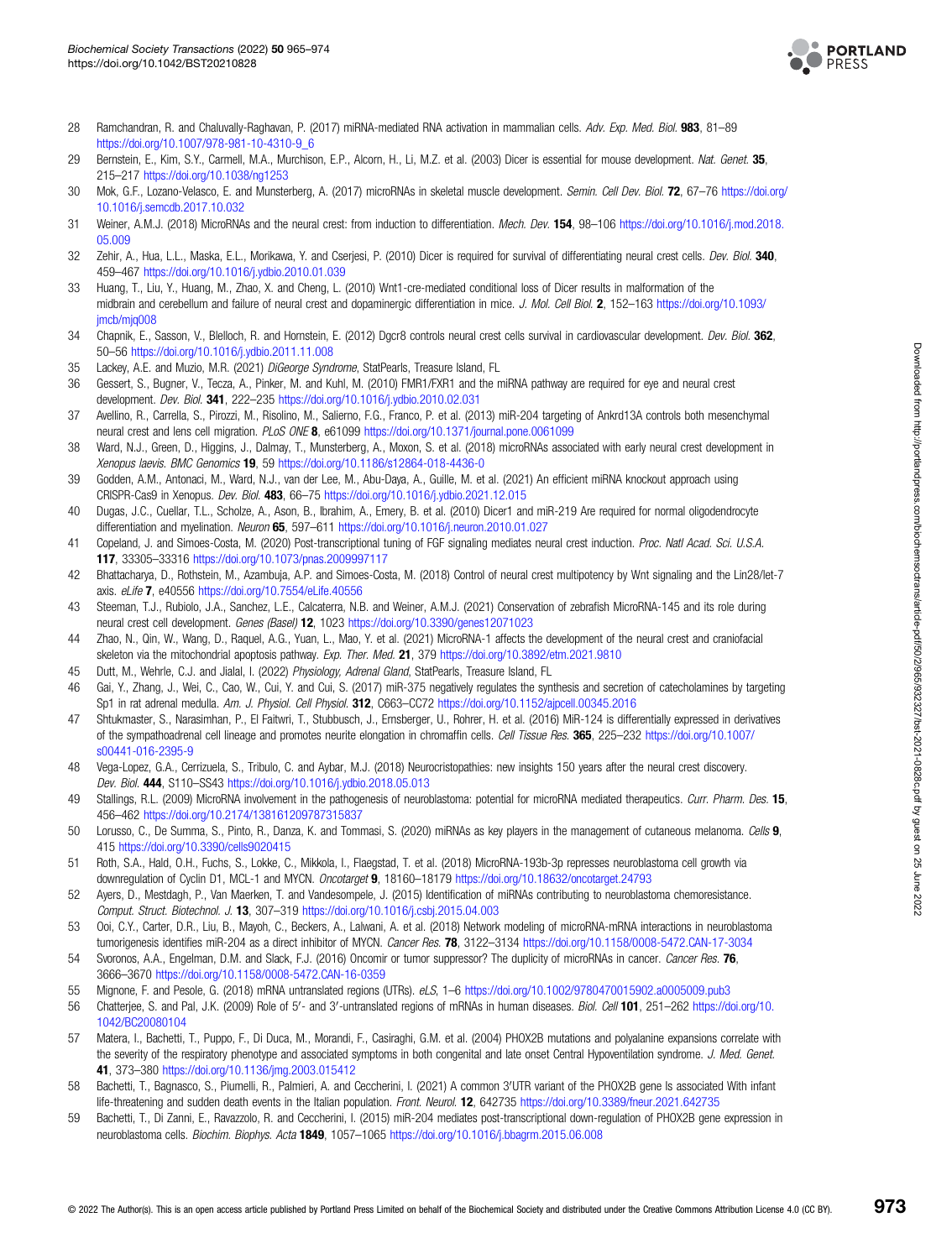28 Ramchandran, R. and Chaluvally-Raghavan, P. (2017) miRNA-mediated RNA activation in mammalian cells. *Adv. Exp. Med. Biol.* **983**, 81–89 https://doi.org/10.1007/978-981-10-4310-9_6

29 Bernstein, E., Kim, S.Y., Carmell, M.A., Murchison, E.P., Alcorn, H., Li, M.Z. et al. (2003) Dicer is essential for mouse development. *Nat. Genet.* **35**, 215–217 https://doi.org/10.1038/ng1253

30 Mok, G.F., Lozano-Velasco, E. and Munsterberg, A. (2017) microRNAs in skeletal muscle development. *Semin. Cell Dev. Biol.* **72**, 67–76 https://doi.org/10.1016/j.semcdb.2017.10.032

31 Weiner, A.M.J. (2018) MicroRNAs and the neural crest: from induction to differentiation. *Mech. Dev.* **154**, 98–106 https://doi.org/10.1016/j.mod.2018.05.009

32 Zehir, A., Hua, L.L., Maska, E.L., Morikawa, Y. and Cserjesi, P. (2010) Dicer is required for survival of differentiating neural crest cells. *Dev. Biol.* **340**, 459–467 https://doi.org/10.1016/j.ydbio.2010.01.039

33 Huang, T., Liu, Y., Huang, M., Zhao, X. and Cheng, L. (2010) Wnt1-cre-mediated conditional loss of Dicer results in malformation of the midbrain and cerebellum and failure of neural crest and dopaminergic differentiation in mice. *J. Mol. Cell Biol.* **2**, 152–163 https://doi.org/10.1093/jmcb/mjq008

34 Chapnik, E., Sasson, V., Blelloch, R. and Hornstein, E. (2012) Dgcr8 controls neural crest cells survival in cardiovascular development. *Dev. Biol.* **362**, 50–56 https://doi.org/10.1016/j.ydbio.2011.11.008

35 Lackey, A.E. and Muzio, M.R. (2021) *DiGeorge Syndrome*, StatPearls, Treasure Island, FL

36 Gessert, S., Bugner, V., Tecza, A., Pinker, M. and Kuhl, M. (2010) FMR1/FXR1 and the miRNA pathway are required for eye and neural crest development. *Dev. Biol.* **341**, 222–235 https://doi.org/10.1016/j.ydbio.2010.02.031

37 Avellino, R., Carrella, S., Pirozzi, M., Risolino, M., Salierno, F.G., Franco, P. et al. (2013) miR-204 targeting of Ankrd13A controls both mesenchymal neural crest and lens cell migration. *PLoS ONE* **8**, e61099 https://doi.org/10.1371/journal.pone.0061099

38 Ward, N.J., Green, D., Higgins, J., Dalmay, T., Munsterberg, A., Moxon, S. et al. (2018) microRNAs associated with early neural crest development in *Xenopus laevis*. *BMC Genomics* **19**, 59 https://doi.org/10.1186/s12864-018-4436-0

39 Godden, A.M., Antonaci, M., Ward, N.J., van der Lee, M., Abu-Daya, A., Guille, M. et al. (2021) An efficient miRNA knockout approach using CRISPR-Cas9 in Xenopus. *Dev. Biol.* **483**, 66–75 https://doi.org/10.1016/j.ydbio.2021.12.015

40 Dugas, J.C., Cuellar, T.L., Scholze, A., Ason, B., Ibrahim, A., Emery, B. et al. (2010) Dicer1 and miR-219 Are required for normal oligodendrocyte differentiation and myelination. *Neuron* **65**, 597–611 https://doi.org/10.1016/j.neuron.2010.01.027

41 Copeland, J. and Simoes-Costa, M. (2020) Post-transcriptional tuning of FGF signaling mediates neural crest induction. *Proc. Natl Acad. Sci. U.S.A.* **117**, 33305–33316 https://doi.org/10.1073/pnas.2009997117

42 Bhattacharya, D., Rothstein, M., Azambuja, A.P. and Simoes-Costa, M. (2018) Control of neural crest multipotency by Wnt signaling and the Lin28/let-7 axis. *eLife* **7**, e40556 https://doi.org/10.7554/eLife.40556

43 Steeman, T.J., Rubiolo, J.A., Sanchez, L.E., Calcaterra, N.B. and Weiner, A.M.J. (2021) Conservation of zebrafish MicroRNA-145 and its role during neural crest cell development. *Genes (Basel)* **12**, 1023 https://doi.org/10.3390/genes12071023

44 Zhao, N., Qin, W., Wang, D., Raquel, A.G., Yuan, L., Mao, Y. et al. (2021) MicroRNA-1 affects the development of the neural crest and craniofacial skeleton via the mitochondrial apoptosis pathway. *Exp. Ther. Med.* **21**, 379 https://doi.org/10.3892/etm.2021.9810

45 Dutt, M., Wehrle, C.J. and Jialal, I. (2022) *Physiology, Adrenal Gland*, StatPearls, Treasure Island, FL

46 Gai, Y., Zhang, J., Wei, C., Cao, W., Cui, Y. and Cui, S. (2017) miR-375 negatively regulates the synthesis and secretion of catecholamines by targeting Sp1 in rat adrenal medulla. *Am. J. Physiol. Cell Physiol.* **312**, C663–CC72 https://doi.org/10.1152/ajpcell.00345.2016

47 Shtukmaster, S., Narasimhan, P., El Faitwri, T., Stubbusch, J., Ernsberger, U., Rohrer, H. et al. (2016) MiR-124 is differentially expressed in derivatives of the sympathoadrenal cell lineage and promotes neurite elongation in chromaffin cells. *Cell Tissue Res.* **365**, 225–232 https://doi.org/10.1007/s00441-016-2395-9

48 Vega-Lopez, G.A., Cerrizuela, S., Tribulo, C. and Aybar, M.J. (2018) Neurocristopathies: new insights 150 years after the neural crest discovery. *Dev. Biol.* **444**, S110–SS43 https://doi.org/10.1016/j.ydbio.2018.05.013

49 Stallings, R.L. (2009) MicroRNA involvement in the pathogenesis of neuroblastoma: potential for microRNA mediated therapeutics. *Curr. Pharm. Des.* **15**, 456–462 https://doi.org/10.2174/138161209787315837

50 Lorusso, C., De Summa, S., Pinto, R., Danza, K. and Tommasi, S. (2020) miRNAs as key players in the management of cutaneous melanoma. *Cells* **9**, 415 https://doi.org/10.3390/cells9020415

51 Roth, S.A., Hald, O.H., Fuchs, S., Lokke, C., Mikkola, I., Flaegstad, T. et al. (2018) MicroRNA-193b-3p represses neuroblastoma cell growth via downregulation of Cyclin D1, MCL-1 and MYCN. *Oncotarget* **9**, 18160–18179 https://doi.org/10.18632/oncotarget.24793

52 Ayers, D., Mestdagh, P., Van Maerken, T. and Vandesompele, J. (2015) Identification of miRNAs contributing to neuroblastoma chemoresistance. *Comput. Struct. Biotechnol. J.* **13**, 307–319 https://doi.org/10.1016/j.csbj.2015.04.003

53 Ooi, C.Y., Carter, D.R., Liu, B., Mayoh, C., Beckers, A., Lalwani, A. et al. (2018) Network modeling of microRNA-mRNA interactions in neuroblastoma tumorigenesis identifies miR-204 as a direct inhibitor of MYCN. *Cancer Res.* **78**, 3122–3134 https://doi.org/10.1158/0008-5472.CAN-17-3034

54 Svoronos, A.A., Engelman, D.M. and Slack, F.J. (2016) Oncomir or tumor suppressor? The duplicity of microRNAs in cancer. *Cancer Res.* **76**, 3666–3670 https://doi.org/10.1158/0008-5472.CAN-16-0359

55 Mignone, F. and Pesole, G. (2018) mRNA untranslated regions (UTRs). *eLS*, 1–6 https://doi.org/10.1002/9780470015902.a0005009.pub3

56 Chatterjee, S. and Pal, J.K. (2009) Role of 5′- and 3′-untranslated regions of mRNAs in human diseases. *Biol. Cell* **101**, 251–262 https://doi.org/10.1042/BC20080104

57 Matera, I., Bachetti, T., Puppo, F., Di Duca, M., Morandi, F., Casiraghi, G.M. et al. (2004) PHOX2B mutations and polyalanine expansions correlate with the severity of the respiratory phenotype and associated symptoms in both congenital and late onset Central Hypoventilation syndrome. *J. Med. Genet.* **41**, 373–380 https://doi.org/10.1136/jmg.2003.015412

58 Bachetti, T., Bagnasco, S., Piumelli, R., Palmieri, A. and Ceccherini, I. (2021) A common 3′UTR variant of the PHOX2B gene Is associated With infant life-threatening and sudden death events in the Italian population. *Front. Neurol.* **12**, 642735 https://doi.org/10.3389/fneur.2021.642735

59 Bachetti, T., Di Zanni, E., Ravazzolo, R. and Ceccherini, I. (2015) miR-204 mediates post-transcriptional down-regulation of PHOX2B gene expression in neuroblastoma cells. *Biochim. Biophys. Acta* **1849**, 1057–1065 https://doi.org/10.1016/j.bbagrm.2015.06.008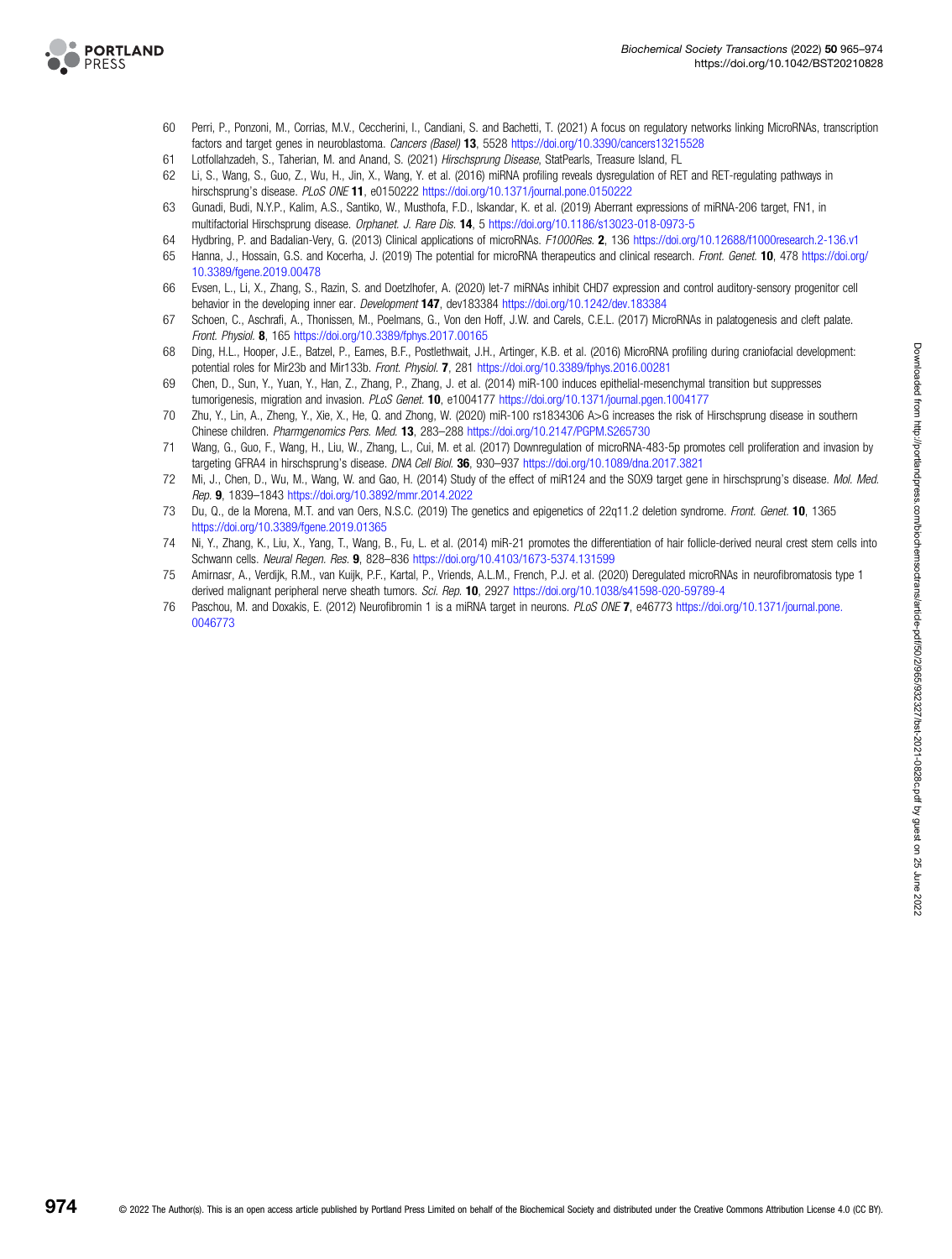60 Perri, P., Ponzoni, M., Corrias, M.V., Ceccherini, I., Candiani, S. and Bachetti, T. (2021) A focus on regulatory networks linking MicroRNAs, transcription factors and target genes in neuroblastoma. *Cancers (Basel)* **13**, 5528 https://doi.org/10.3390/cancers13215528

61 Lotfollahzadeh, S., Taherian, M. and Anand, S. (2021) *Hirschsprung Disease*, StatPearls, Treasure Island, FL

62 Li, S., Wang, S., Guo, Z., Wu, H., Jin, X., Wang, Y. et al. (2016) miRNA profiling reveals dysregulation of RET and RET-regulating pathways in hirschsprung's disease. *PLoS ONE* **11**, e0150222 https://doi.org/10.1371/journal.pone.0150222

63 Gunadi, Budi, N.Y.P., Kalim, A.S., Santiko, W., Musthofa, F.D., Iskandar, K. et al. (2019) Aberrant expressions of miRNA-206 target, FN1, in multifactorial Hirschsprung disease. *Orphanet. J. Rare Dis.* **14**, 5 https://doi.org/10.1186/s13023-018-0973-5

64 Hydbring, P. and Badalian-Very, G. (2013) Clinical applications of microRNAs. *F1000Res.* **2**, 136 https://doi.org/10.12688/f1000research.2-136.v1

65 Hanna, J., Hossain, G.S. and Kocerha, J. (2019) The potential for microRNA therapeutics and clinical research. *Front. Genet.* **10**, 478 https://doi.org/10.3389/fgene.2019.00478

66 Evsen, L., Li, X., Zhang, S., Razin, S. and Doetzlhofer, A. (2020) let-7 miRNAs inhibit CHD7 expression and control auditory-sensory progenitor cell behavior in the developing inner ear. *Development* **147**, dev183384 https://doi.org/10.1242/dev.183384

67 Schoen, C., Aschrafi, A., Thonissen, M., Poelmans, G., Von den Hoff, J.W. and Carels, C.E.L. (2017) MicroRNAs in palatogenesis and cleft palate. *Front. Physiol.* **8**, 165 https://doi.org/10.3389/fphys.2017.00165

68 Ding, H.L., Hooper, J.E., Batzel, P., Eames, B.F., Postlethwait, J.H., Artinger, K.B. et al. (2016) MicroRNA profiling during craniofacial development: potential roles for Mir23b and Mir133b. *Front. Physiol.* **7**, 281 https://doi.org/10.3389/fphys.2016.00281

69 Chen, D., Sun, Y., Yuan, Y., Han, Z., Zhang, P., Zhang, J. et al. (2014) miR-100 induces epithelial-mesenchymal transition but suppresses tumorigenesis, migration and invasion. *PLoS Genet.* **10**, e1004177 https://doi.org/10.1371/journal.pgen.1004177

70 Zhu, Y., Lin, A., Zheng, Y., Xie, X., He, Q. and Zhong, W. (2020) miR-100 rs1834306 A>G increases the risk of Hirschsprung disease in southern Chinese children. *Pharmgenomics Pers. Med.* **13**, 283–288 https://doi.org/10.2147/PGPM.S265730

71 Wang, G., Guo, F., Wang, H., Liu, W., Zhang, L., Cui, M. et al. (2017) Downregulation of microRNA-483-5p promotes cell proliferation and invasion by targeting GFRA4 in hirschsprung's disease. *DNA Cell Biol.* **36**, 930–937 https://doi.org/10.1089/dna.2017.3821

72 Mi, J., Chen, D., Wu, M., Wang, W. and Gao, H. (2014) Study of the effect of miR124 and the SOX9 target gene in hirschsprung's disease. *Mol. Med. Rep.* **9**, 1839–1843 https://doi.org/10.3892/mmr.2014.2022

73 Du, Q., de la Morena, M.T. and van Oers, N.S.C. (2019) The genetics and epigenetics of 22q11.2 deletion syndrome. *Front. Genet.* **10**, 1365 https://doi.org/10.3389/fgene.2019.01365

74 Ni, Y., Zhang, K., Liu, X., Yang, T., Wang, B., Fu, L. et al. (2014) miR-21 promotes the differentiation of hair follicle-derived neural crest stem cells into Schwann cells. *Neural Regen. Res.* **9**, 828–836 https://doi.org/10.4103/1673-5374.131599

75 Amirnasr, A., Verdijk, R.M., van Kuijk, P.F., Kartal, P., Vriends, A.L.M., French, P.J. et al. (2020) Deregulated microRNAs in neurofibromatosis type 1 derived malignant peripheral nerve sheath tumors. *Sci. Rep.* **10**, 2927 https://doi.org/10.1038/s41598-020-59789-4

76 Paschou, M. and Doxakis, E. (2012) Neurofibromin 1 is a miRNA target in neurons. *PLoS ONE* **7**, e46773 https://doi.org/10.1371/journal.pone.0046773